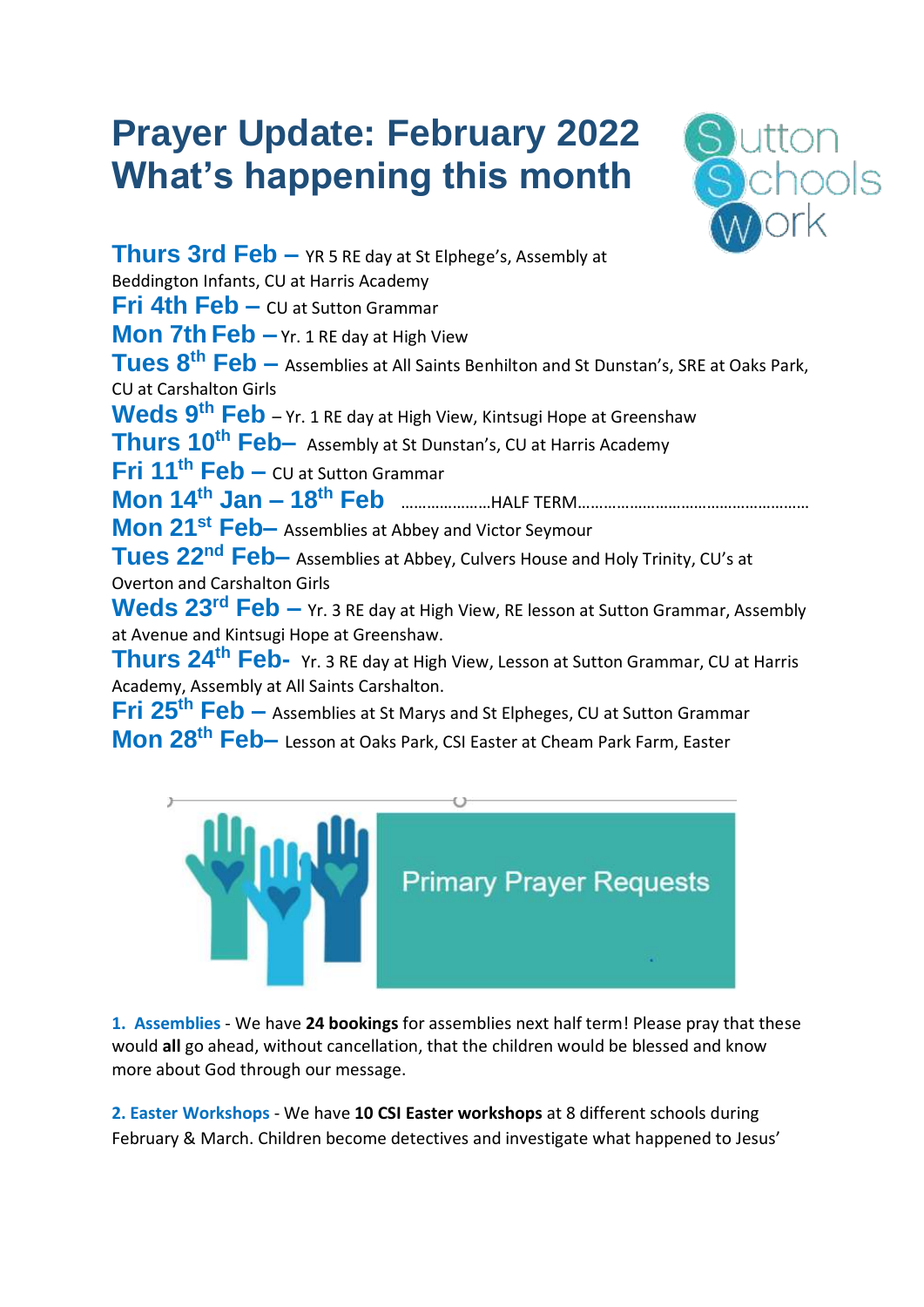# Prayer Update: February 2022
# What's happening this month

Sutton Schools Work

**Thurs 3rd Feb –** YR 5 RE day at St Elphege's, Assembly at Beddington Infants, CU at Harris Academy

**Fri 4th Feb –** CU at Sutton Grammar

**Mon 7th Feb –** Yr. 1 RE day at High View

**Tues 8th Feb –** Assemblies at All Saints Benhilton and St Dunstan's, SRE at Oaks Park, CU at Carshalton Girls

**Weds 9th Feb –** Yr. 1 RE day at High View, Kintsugi Hope at Greenshaw

**Thurs 10th Feb–** Assembly at St Dunstan's, CU at Harris Academy

**Fri 11th Feb –** CU at Sutton Grammar

**Mon 14th Jan – 18th Feb** …………………HALF TERM………………………………………………

**Mon 21st Feb–** Assemblies at Abbey and Victor Seymour

**Tues 22nd Feb–** Assemblies at Abbey, Culvers House and Holy Trinity, CU's at Overton and Carshalton Girls

**Weds 23rd Feb –** Yr. 3 RE day at High View, RE lesson at Sutton Grammar, Assembly at Avenue and Kintsugi Hope at Greenshaw.

**Thurs 24th Feb-** Yr. 3 RE day at High View, Lesson at Sutton Grammar, CU at Harris Academy, Assembly at All Saints Carshalton.

**Fri 25th Feb –** Assemblies at St Marys and St Elpheges, CU at Sutton Grammar

**Mon 28th Feb–** Lesson at Oaks Park, CSI Easter at Cheam Park Farm, Easter

## Primary Prayer Requests

**1. Assemblies** - We have **24 bookings** for assemblies next half term! Please pray that these would **all** go ahead, without cancellation, that the children would be blessed and know more about God through our message.

**2. Easter Workshops** - We have **10 CSI Easter workshops** at 8 different schools during February & March. Children become detectives and investigate what happened to Jesus'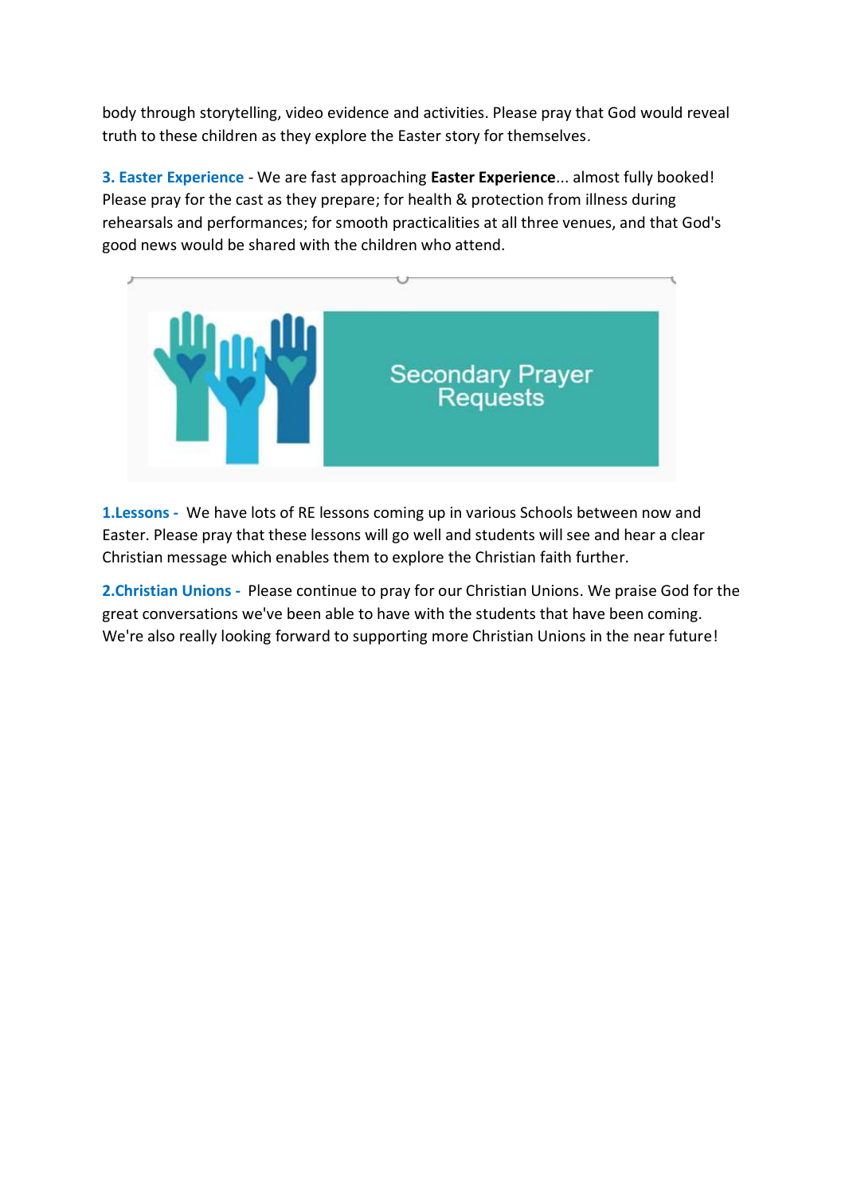body through storytelling, video evidence and activities. Please pray that God would reveal truth to these children as they explore the Easter story for themselves.

**3. Easter Experience** - We are fast approaching **Easter Experience**... almost fully booked! Please pray for the cast as they prepare; for health & protection from illness during rehearsals and performances; for smooth practicalities at all three venues, and that God's good news would be shared with the children who attend.

## Secondary Prayer Requests

**1.Lessons -** We have lots of RE lessons coming up in various Schools between now and Easter. Please pray that these lessons will go well and students will see and hear a clear Christian message which enables them to explore the Christian faith further.

**2.Christian Unions -** Please continue to pray for our Christian Unions. We praise God for the great conversations we've been able to have with the students that have been coming. We're also really looking forward to supporting more Christian Unions in the near future!